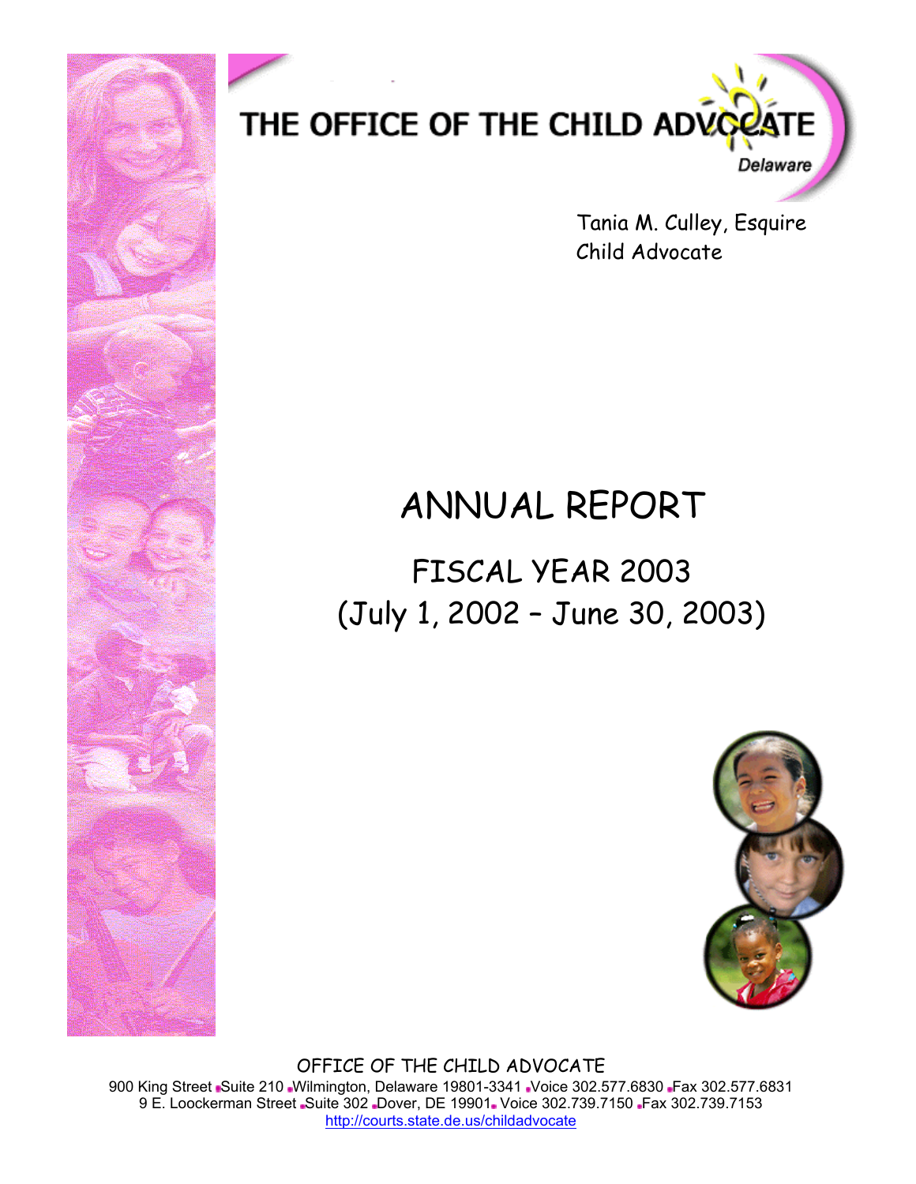# THE OFFICE OF THE CHILD ADVOCATE

Delaware

Tania M. Culley, Esquire
Child Advocate

# ANNUAL REPORT

## FISCAL YEAR 2003
## (July 1, 2002 – June 30, 2003)

OFFICE OF THE CHILD ADVOCATE
900 King Street ▪ Suite 210 ▪ Wilmington, Delaware 19801-3341 ▪ Voice 302.577.6830 ▪ Fax 302.577.6831
9 E. Loockerman Street ▪ Suite 302 ▪ Dover, DE 19901 ▪ Voice 302.739.7150 ▪ Fax 302.739.7153
http://courts.state.de.us/childadvocate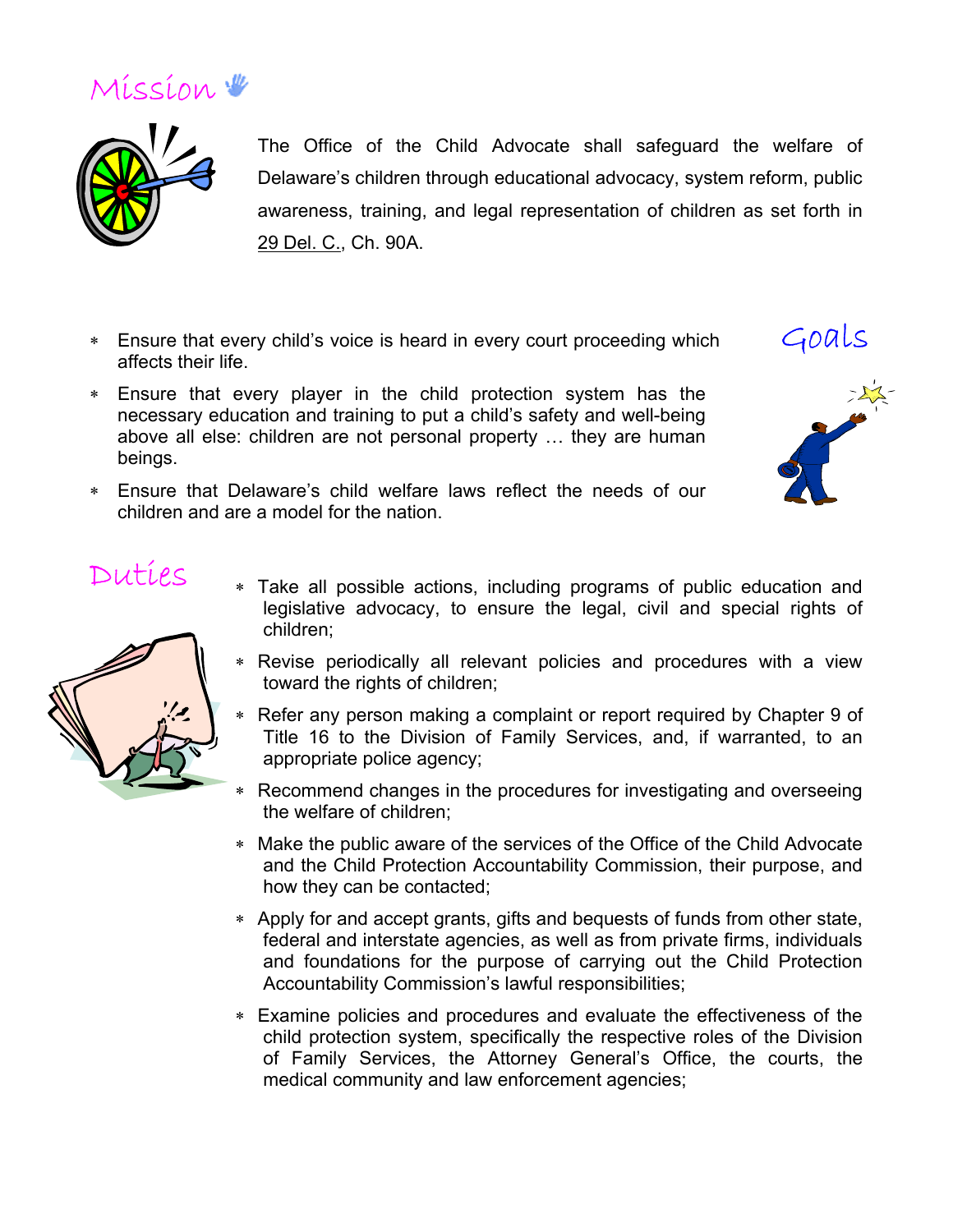## Mission

The Office of the Child Advocate shall safeguard the welfare of Delaware's children through educational advocacy, system reform, public awareness, training, and legal representation of children as set forth in 29 Del. C., Ch. 90A.

## Goals

* Ensure that every child's voice is heard in every court proceeding which affects their life.
* Ensure that every player in the child protection system has the necessary education and training to put a child's safety and well-being above all else: children are not personal property … they are human beings.
* Ensure that Delaware's child welfare laws reflect the needs of our children and are a model for the nation.

## Duties

* Take all possible actions, including programs of public education and legislative advocacy, to ensure the legal, civil and special rights of children;
* Revise periodically all relevant policies and procedures with a view toward the rights of children;
* Refer any person making a complaint or report required by Chapter 9 of Title 16 to the Division of Family Services, and, if warranted, to an appropriate police agency;
* Recommend changes in the procedures for investigating and overseeing the welfare of children;
* Make the public aware of the services of the Office of the Child Advocate and the Child Protection Accountability Commission, their purpose, and how they can be contacted;
* Apply for and accept grants, gifts and bequests of funds from other state, federal and interstate agencies, as well as from private firms, individuals and foundations for the purpose of carrying out the Child Protection Accountability Commission's lawful responsibilities;
* Examine policies and procedures and evaluate the effectiveness of the child protection system, specifically the respective roles of the Division of Family Services, the Attorney General's Office, the courts, the medical community and law enforcement agencies;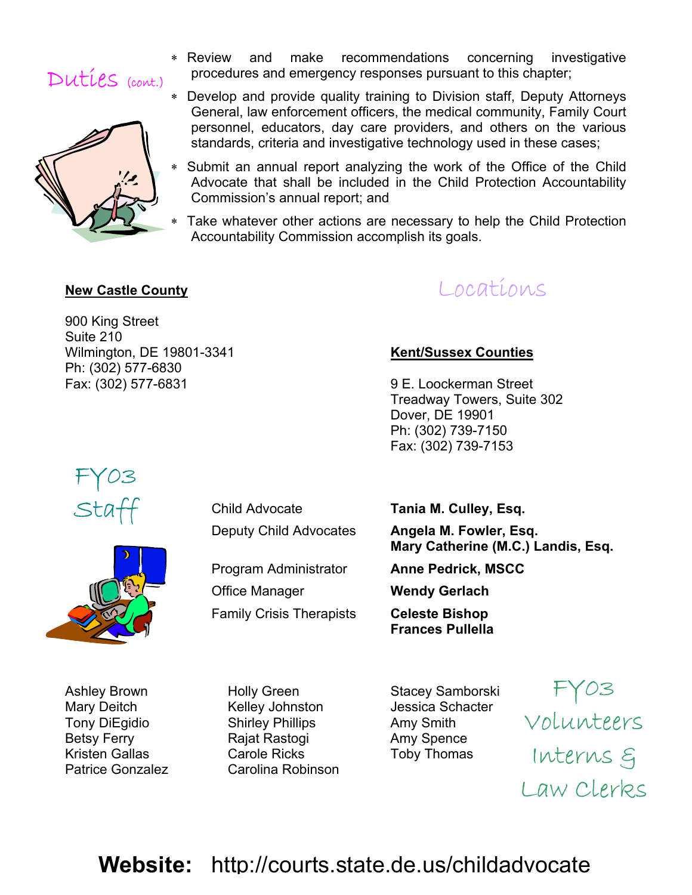## Duties (cont.)

* Review and make recommendations concerning investigative procedures and emergency responses pursuant to this chapter;
* Develop and provide quality training to Division staff, Deputy Attorneys General, law enforcement officers, the medical community, Family Court personnel, educators, day care providers, and others on the various standards, criteria and investigative technology used in these cases;
* Submit an annual report analyzing the work of the Office of the Child Advocate that shall be included in the Child Protection Accountability Commission's annual report; and
* Take whatever other actions are necessary to help the Child Protection Accountability Commission accomplish its goals.

## Locations

**New Castle County**

900 King Street
Suite 210
Wilmington, DE 19801-3341
Ph: (302) 577-6830
Fax: (302) 577-6831

**Kent/Sussex Counties**

9 E. Loockerman Street
Treadway Towers, Suite 302
Dover, DE 19901
Ph: (302) 739-7150
Fax: (302) 739-7153

## FY03 Staff

| | |
|---|---|
| Child Advocate | **Tania M. Culley, Esq.** |
| Deputy Child Advocates | **Angela M. Fowler, Esq.**<br>**Mary Catherine (M.C.) Landis, Esq.** |
| Program Administrator | **Anne Pedrick, MSCC** |
| Office Manager | **Wendy Gerlach** |
| Family Crisis Therapists | **Celeste Bishop**<br>**Frances Pullella** |

## FY03 Volunteers Interns & Law Clerks

Ashley Brown
Mary Deitch
Tony DiEgidio
Betsy Ferry
Kristen Gallas
Patrice Gonzalez
Holly Green
Kelley Johnston
Shirley Phillips
Rajat Rastogi
Carole Ricks
Carolina Robinson
Stacey Samborski
Jessica Schacter
Amy Smith
Amy Spence
Toby Thomas

**Website:** http://courts.state.de.us/childadvocate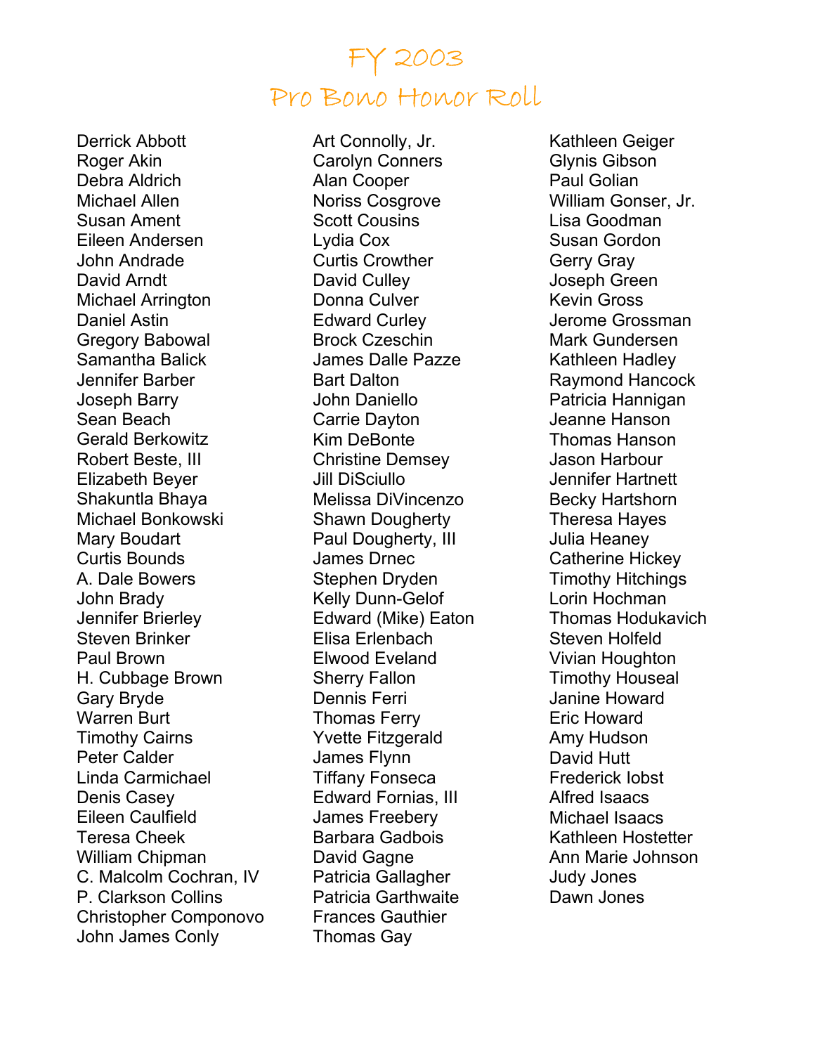# FY 2003
# Pro Bono Honor Roll

Derrick Abbott
Roger Akin
Debra Aldrich
Michael Allen
Susan Ament
Eileen Andersen
John Andrade
David Arndt
Michael Arrington
Daniel Astin
Gregory Babowal
Samantha Balick
Jennifer Barber
Joseph Barry
Sean Beach
Gerald Berkowitz
Robert Beste, III
Elizabeth Beyer
Shakuntla Bhaya
Michael Bonkowski
Mary Boudart
Curtis Bounds
A. Dale Bowers
John Brady
Jennifer Brierley
Steven Brinker
Paul Brown
H. Cubbage Brown
Gary Bryde
Warren Burt
Timothy Cairns
Peter Calder
Linda Carmichael
Denis Casey
Eileen Caulfield
Teresa Cheek
William Chipman
C. Malcolm Cochran, IV
P. Clarkson Collins
Christopher Componovo
John James Conly
Art Connolly, Jr.
Carolyn Conners
Alan Cooper
Noriss Cosgrove
Scott Cousins
Lydia Cox
Curtis Crowther
David Culley
Donna Culver
Edward Curley
Brock Czeschin
James Dalle Pazze
Bart Dalton
John Daniello
Carrie Dayton
Kim DeBonte
Christine Demsey
Jill DiSciullo
Melissa DiVincenzo
Shawn Dougherty
Paul Dougherty, III
James Drnec
Stephen Dryden
Kelly Dunn-Gelof
Edward (Mike) Eaton
Elisa Erlenbach
Elwood Eveland
Sherry Fallon
Dennis Ferri
Thomas Ferry
Yvette Fitzgerald
James Flynn
Tiffany Fonseca
Edward Fornias, III
James Freebery
Barbara Gadbois
David Gagne
Patricia Gallagher
Patricia Garthwaite
Frances Gauthier
Thomas Gay
Kathleen Geiger
Glynis Gibson
Paul Golian
William Gonser, Jr.
Lisa Goodman
Susan Gordon
Gerry Gray
Joseph Green
Kevin Gross
Jerome Grossman
Mark Gundersen
Kathleen Hadley
Raymond Hancock
Patricia Hannigan
Jeanne Hanson
Thomas Hanson
Jason Harbour
Jennifer Hartnett
Becky Hartshorn
Theresa Hayes
Julia Heaney
Catherine Hickey
Timothy Hitchings
Lorin Hochman
Thomas Hodukavich
Steven Holfeld
Vivian Houghton
Timothy Houseal
Janine Howard
Eric Howard
Amy Hudson
David Hutt
Frederick Iobst
Alfred Isaacs
Michael Isaacs
Kathleen Hostetter
Ann Marie Johnson
Judy Jones
Dawn Jones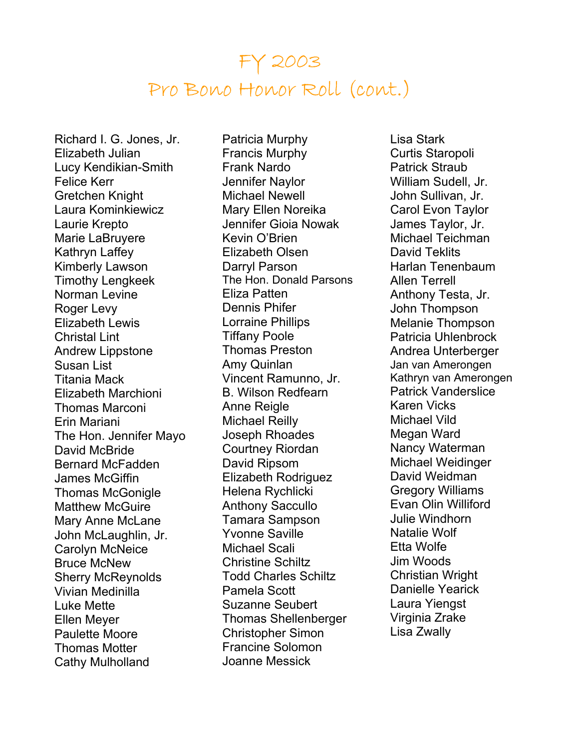# FY 2003
# Pro Bono Honor Roll (cont.)

Richard I. G. Jones, Jr.
Elizabeth Julian
Lucy Kendikian-Smith
Felice Kerr
Gretchen Knight
Laura Kominkiewicz
Laurie Krepto
Marie LaBruyere
Kathryn Laffey
Kimberly Lawson
Timothy Lengkeek
Norman Levine
Roger Levy
Elizabeth Lewis
Christal Lint
Andrew Lippstone
Susan List
Titania Mack
Elizabeth Marchioni
Thomas Marconi
Erin Mariani
The Hon. Jennifer Mayo
David McBride
Bernard McFadden
James McGiffin
Thomas McGonigle
Matthew McGuire
Mary Anne McLane
John McLaughlin, Jr.
Carolyn McNeice
Bruce McNew
Sherry McReynolds
Vivian Medinilla
Luke Mette
Ellen Meyer
Paulette Moore
Thomas Motter
Cathy Mulholland
Patricia Murphy
Francis Murphy
Frank Nardo
Jennifer Naylor
Michael Newell
Mary Ellen Noreika
Jennifer Gioia Nowak
Kevin O'Brien
Elizabeth Olsen
Darryl Parson
The Hon. Donald Parsons
Eliza Patten
Dennis Phifer
Lorraine Phillips
Tiffany Poole
Thomas Preston
Amy Quinlan
Vincent Ramunno, Jr.
B. Wilson Redfearn
Anne Reigle
Michael Reilly
Joseph Rhoades
Courtney Riordan
David Ripsom
Elizabeth Rodriguez
Helena Rychlicki
Anthony Saccullo
Tamara Sampson
Yvonne Saville
Michael Scali
Christine Schiltz
Todd Charles Schiltz
Pamela Scott
Suzanne Seubert
Thomas Shellenberger
Christopher Simon
Francine Solomon
Joanne Messick
Lisa Stark
Curtis Staropoli
Patrick Straub
William Sudell, Jr.
John Sullivan, Jr.
Carol Evon Taylor
James Taylor, Jr.
Michael Teichman
David Teklits
Harlan Tenenbaum
Allen Terrell
Anthony Testa, Jr.
John Thompson
Melanie Thompson
Patricia Uhlenbrock
Andrea Unterberger
Jan van Amerongen
Kathryn van Amerongen
Patrick Vanderslice
Karen Vicks
Michael Vild
Megan Ward
Nancy Waterman
Michael Weidinger
David Weidman
Gregory Williams
Evan Olin Williford
Julie Windhorn
Natalie Wolf
Etta Wolfe
Jim Woods
Christian Wright
Danielle Yearick
Laura Yiengst
Virginia Zrake
Lisa Zwally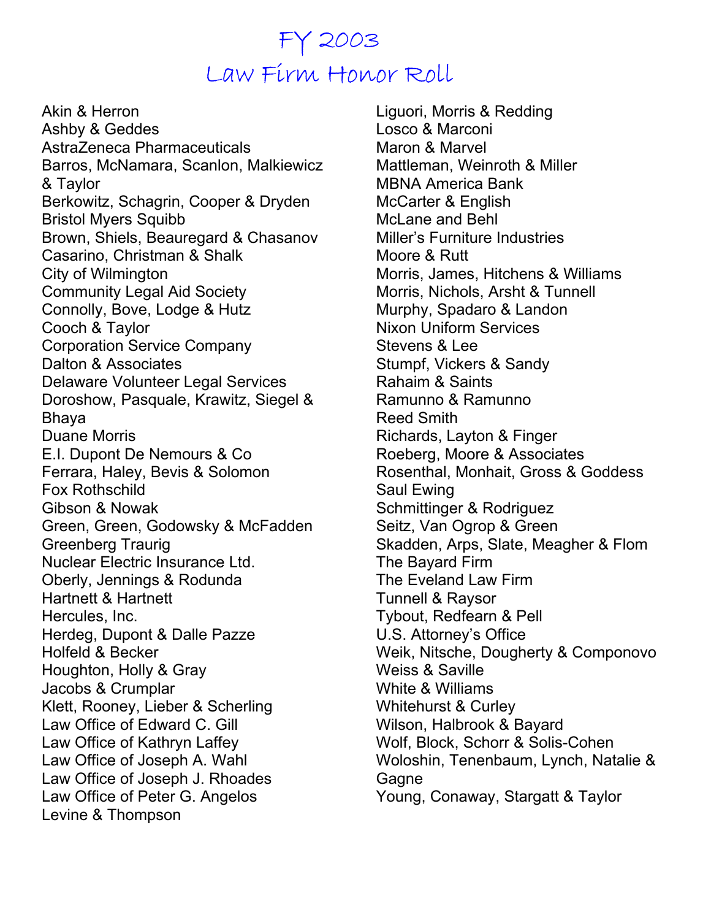# FY 2003
## Law Firm Honor Roll

Akin & Herron
Ashby & Geddes
AstraZeneca Pharmaceuticals
Barros, McNamara, Scanlon, Malkiewicz & Taylor
Berkowitz, Schagrin, Cooper & Dryden
Bristol Myers Squibb
Brown, Shiels, Beauregard & Chasanov
Casarino, Christman & Shalk
City of Wilmington
Community Legal Aid Society
Connolly, Bove, Lodge & Hutz
Cooch & Taylor
Corporation Service Company
Dalton & Associates
Delaware Volunteer Legal Services
Doroshow, Pasquale, Krawitz, Siegel & Bhaya
Duane Morris
E.I. Dupont De Nemours & Co
Ferrara, Haley, Bevis & Solomon
Fox Rothschild
Gibson & Nowak
Green, Green, Godowsky & McFadden
Greenberg Traurig
Nuclear Electric Insurance Ltd.
Oberly, Jennings & Rodunda
Hartnett & Hartnett
Hercules, Inc.
Herdeg, Dupont & Dalle Pazze
Holfeld & Becker
Houghton, Holly & Gray
Jacobs & Crumplar
Klett, Rooney, Lieber & Scherling
Law Office of Edward C. Gill
Law Office of Kathryn Laffey
Law Office of Joseph A. Wahl
Law Office of Joseph J. Rhoades
Law Office of Peter G. Angelos
Levine & Thompson
Liguori, Morris & Redding
Losco & Marconi
Maron & Marvel
Mattleman, Weinroth & Miller
MBNA America Bank
McCarter & English
McLane and Behl
Miller's Furniture Industries
Moore & Rutt
Morris, James, Hitchens & Williams
Morris, Nichols, Arsht & Tunnell
Murphy, Spadaro & Landon
Nixon Uniform Services
Stevens & Lee
Stumpf, Vickers & Sandy
Rahaim & Saints
Ramunno & Ramunno
Reed Smith
Richards, Layton & Finger
Roeberg, Moore & Associates
Rosenthal, Monhait, Gross & Goddess
Saul Ewing
Schmittinger & Rodriguez
Seitz, Van Ogrop & Green
Skadden, Arps, Slate, Meagher & Flom
The Bayard Firm
The Eveland Law Firm
Tunnell & Raysor
Tybout, Redfearn & Pell
U.S. Attorney's Office
Weik, Nitsche, Dougherty & Componovo
Weiss & Saville
White & Williams
Whitehurst & Curley
Wilson, Halbrook & Bayard
Wolf, Block, Schorr & Solis-Cohen
Woloshin, Tenenbaum, Lynch, Natalie & Gagne
Young, Conaway, Stargatt & Taylor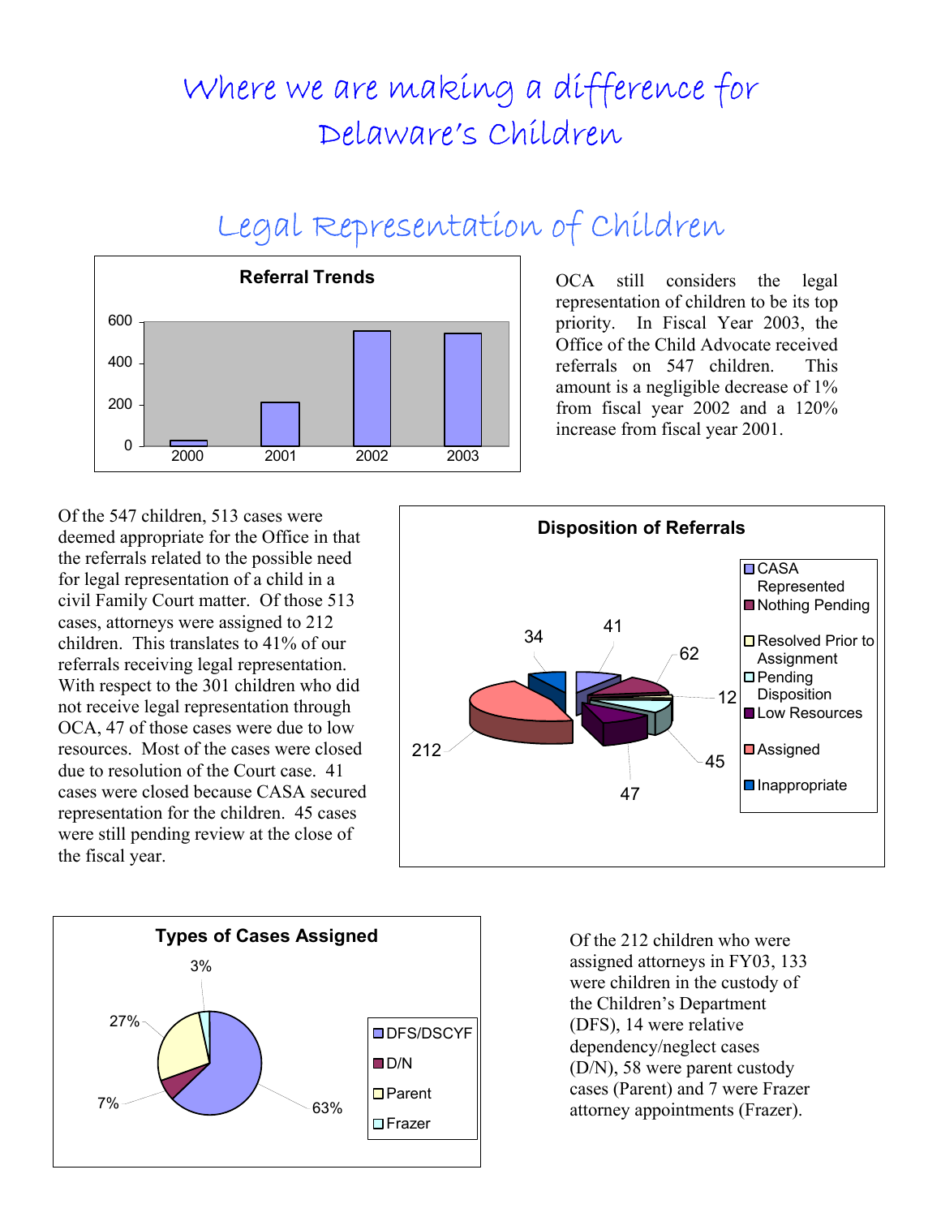# Where we are making a difference for Delaware's Children

## Legal Representation of Children

**Referral Trends**

OCA still considers the legal representation of children to be its top priority. In Fiscal Year 2003, the Office of the Child Advocate received referrals on 547 children. This amount is a negligible decrease of 1% from fiscal year 2002 and a 120% increase from fiscal year 2001.

Of the 547 children, 513 cases were deemed appropriate for the Office in that the referrals related to the possible need for legal representation of a child in a civil Family Court matter. Of those 513 cases, attorneys were assigned to 212 children. This translates to 41% of our referrals receiving legal representation. With respect to the 301 children who did not receive legal representation through OCA, 47 of those cases were due to low resources. Most of the cases were closed due to resolution of the Court case. 41 cases were closed because CASA secured representation for the children. 45 cases were still pending review at the close of the fiscal year.

**Disposition of Referrals**

| Disposition | Number |
|---|---|
| CASA Represented | 41 |
| Nothing Pending | 62 |
| Resolved Prior to Assignment | 12 |
| Pending Disposition | 45 |
| Low Resources | 47 |
| Assigned | 212 |
| Inappropriate | 34 |

**Types of Cases Assigned**

| Type | Percent |
|---|---|
| DFS/DSCYF | 63% |
| D/N | 7% |
| Parent | 27% |
| Frazer | 3% |

Of the 212 children who were assigned attorneys in FY03, 133 were children in the custody of the Children's Department (DFS), 14 were relative dependency/neglect cases (D/N), 58 were parent custody cases (Parent) and 7 were Frazer attorney appointments (Frazer).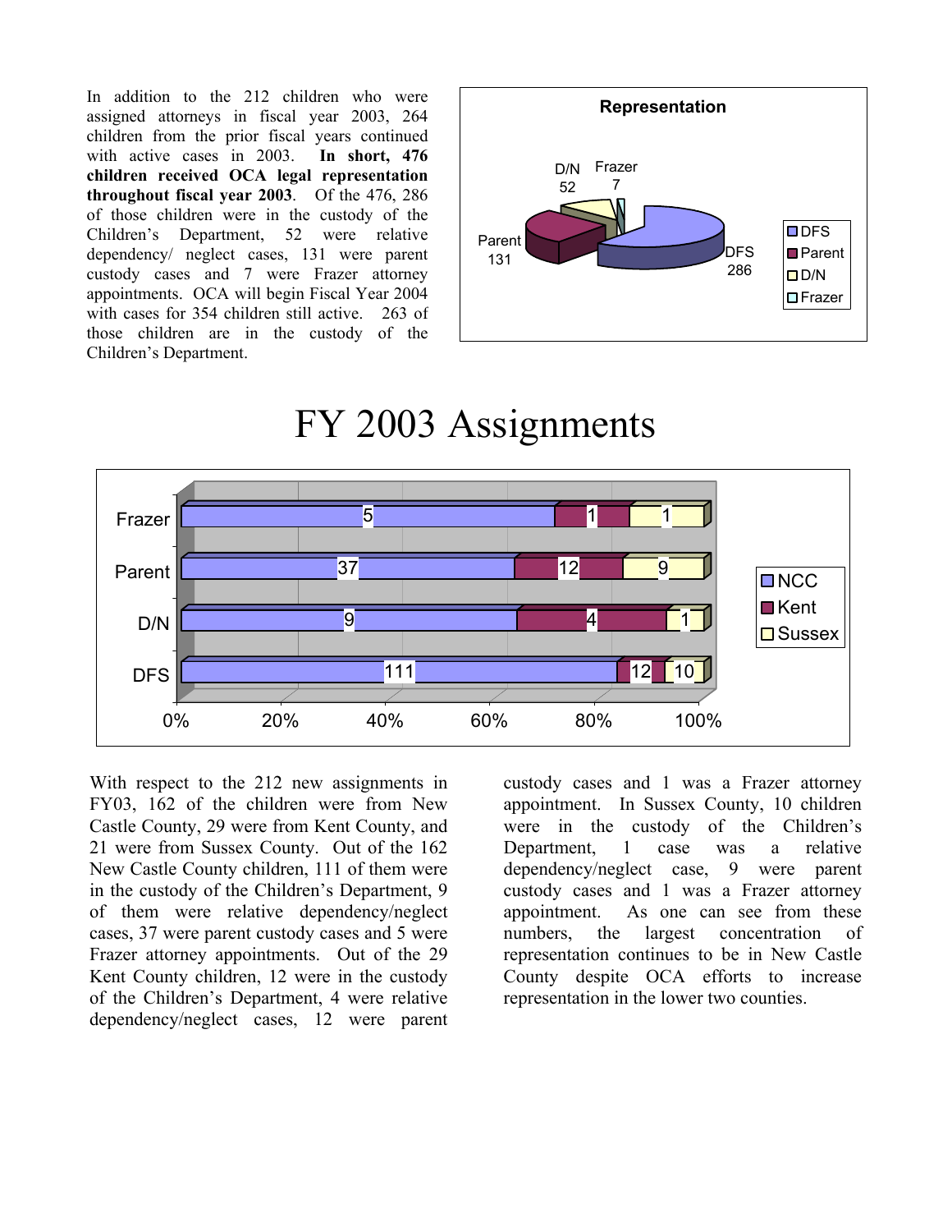In addition to the 212 children who were assigned attorneys in fiscal year 2003, 264 children from the prior fiscal years continued with active cases in 2003. **In short, 476 children received OCA legal representation throughout fiscal year 2003**. Of the 476, 286 of those children were in the custody of the Children's Department, 52 were relative dependency/ neglect cases, 131 were parent custody cases and 7 were Frazer attorney appointments. OCA will begin Fiscal Year 2004 with cases for 354 children still active. 263 of those children are in the custody of the Children's Department.

**Representation**

| Category | Children |
|---|---|
| DFS | 286 |
| Parent | 131 |
| D/N | 52 |
| Frazer | 7 |

# FY 2003 Assignments

| | NCC | Kent | Sussex |
|---|---|---|---|
| Frazer | 5 | 1 | 1 |
| Parent | 37 | 12 | 9 |
| D/N | 9 | 4 | 1 |
| DFS | 111 | 12 | 10 |

With respect to the 212 new assignments in FY03, 162 of the children were from New Castle County, 29 were from Kent County, and 21 were from Sussex County. Out of the 162 New Castle County children, 111 of them were in the custody of the Children's Department, 9 of them were relative dependency/neglect cases, 37 were parent custody cases and 5 were Frazer attorney appointments. Out of the 29 Kent County children, 12 were in the custody of the Children's Department, 4 were relative dependency/neglect cases, 12 were parent custody cases and 1 was a Frazer attorney appointment. In Sussex County, 10 children were in the custody of the Children's Department, 1 case was a relative dependency/neglect case, 9 were parent custody cases and 1 was a Frazer attorney appointment. As one can see from these numbers, the largest concentration of representation continues to be in New Castle County despite OCA efforts to increase representation in the lower two counties.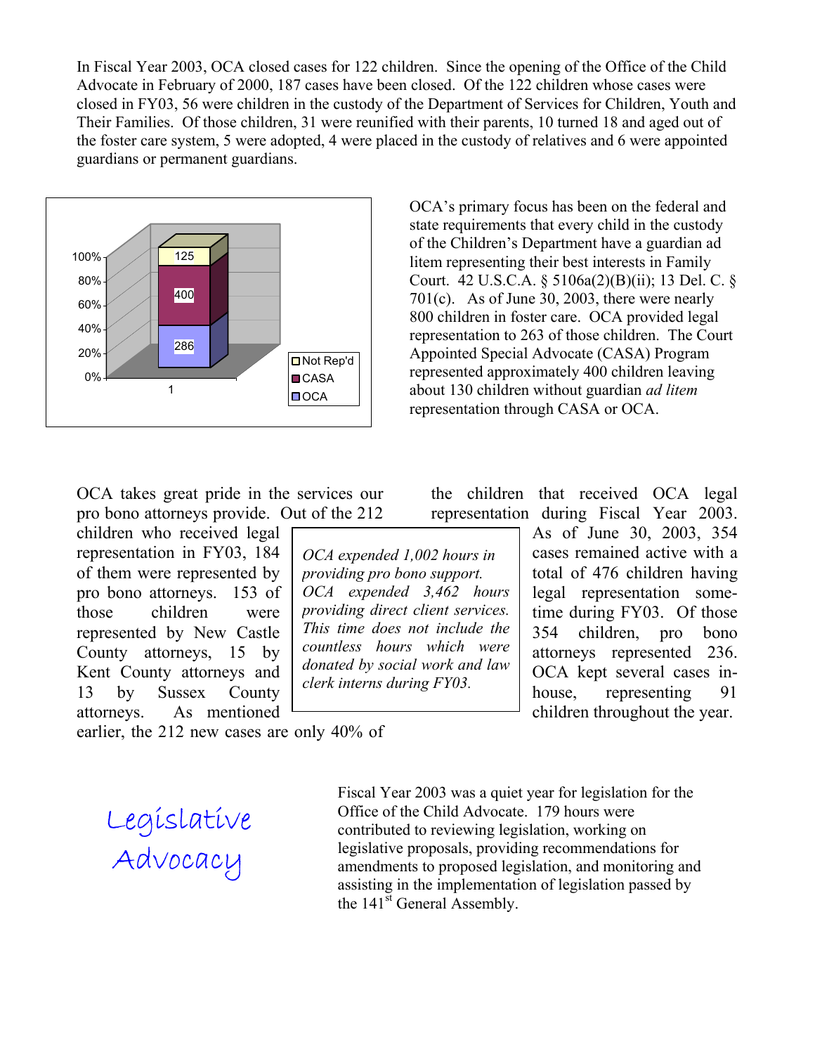In Fiscal Year 2003, OCA closed cases for 122 children. Since the opening of the Office of the Child Advocate in February of 2000, 187 cases have been closed. Of the 122 children whose cases were closed in FY03, 56 were children in the custody of the Department of Services for Children, Youth and Their Families. Of those children, 31 were reunified with their parents, 10 turned 18 and aged out of the foster care system, 5 were adopted, 4 were placed in the custody of relatives and 6 were appointed guardians or permanent guardians.

| | 1 |
|---|---|
| Not Rep'd | 125 |
| CASA | 400 |
| OCA | 286 |

OCA's primary focus has been on the federal and state requirements that every child in the custody of the Children's Department have a guardian ad litem representing their best interests in Family Court. 42 U.S.C.A. § 5106a(2)(B)(ii); 13 Del. C. § 701(c). As of June 30, 2003, there were nearly 800 children in foster care. OCA provided legal representation to 263 of those children. The Court Appointed Special Advocate (CASA) Program represented approximately 400 children leaving about 130 children without guardian *ad litem* representation through CASA or OCA.

OCA takes great pride in the services our pro bono attorneys provide. Out of the 212 children who received legal representation in FY03, 184 of them were represented by pro bono attorneys. 153 of those children were represented by New Castle County attorneys, 15 by Kent County attorneys and 13 by Sussex County attorneys. As mentioned earlier, the 212 new cases are only 40% of the children that received OCA legal representation during Fiscal Year 2003. As of June 30, 2003, 354 cases remained active with a total of 476 children having legal representation sometime during FY03. Of those 354 children, pro bono attorneys represented 236. OCA kept several cases in-house, representing 91 children throughout the year.

> *OCA expended 1,002 hours in providing pro bono support. OCA expended 3,462 hours providing direct client services. This time does not include the countless hours which were donated by social work and law clerk interns during FY03.*

## Legislative Advocacy

Fiscal Year 2003 was a quiet year for legislation for the Office of the Child Advocate. 179 hours were contributed to reviewing legislation, working on legislative proposals, providing recommendations for amendments to proposed legislation, and monitoring and assisting in the implementation of legislation passed by the 141st General Assembly.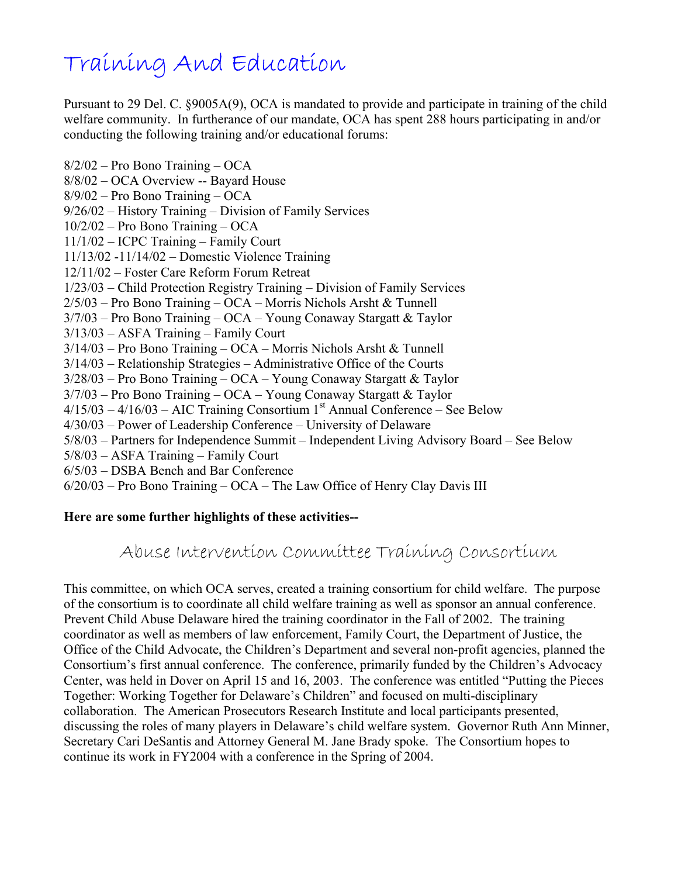# Training And Education

Pursuant to 29 Del. C. §9005A(9), OCA is mandated to provide and participate in training of the child welfare community. In furtherance of our mandate, OCA has spent 288 hours participating in and/or conducting the following training and/or educational forums:

8/2/02 – Pro Bono Training – OCA
8/8/02 – OCA Overview -- Bayard House
8/9/02 – Pro Bono Training – OCA
9/26/02 – History Training – Division of Family Services
10/2/02 – Pro Bono Training – OCA
11/1/02 – ICPC Training – Family Court
11/13/02 -11/14/02 – Domestic Violence Training
12/11/02 – Foster Care Reform Forum Retreat
1/23/03 – Child Protection Registry Training – Division of Family Services
2/5/03 – Pro Bono Training – OCA – Morris Nichols Arsht & Tunnell
3/7/03 – Pro Bono Training – OCA – Young Conaway Stargatt & Taylor
3/13/03 – ASFA Training – Family Court
3/14/03 – Pro Bono Training – OCA – Morris Nichols Arsht & Tunnell
3/14/03 – Relationship Strategies – Administrative Office of the Courts
3/28/03 – Pro Bono Training – OCA – Young Conaway Stargatt & Taylor
3/7/03 – Pro Bono Training – OCA – Young Conaway Stargatt & Taylor
4/15/03 – 4/16/03 – AIC Training Consortium 1st Annual Conference – See Below
4/30/03 – Power of Leadership Conference – University of Delaware
5/8/03 – Partners for Independence Summit – Independent Living Advisory Board – See Below
5/8/03 – ASFA Training – Family Court
6/5/03 – DSBA Bench and Bar Conference
6/20/03 – Pro Bono Training – OCA – The Law Office of Henry Clay Davis III

**Here are some further highlights of these activities--**

## Abuse Intervention Committee Training Consortium

This committee, on which OCA serves, created a training consortium for child welfare. The purpose of the consortium is to coordinate all child welfare training as well as sponsor an annual conference. Prevent Child Abuse Delaware hired the training coordinator in the Fall of 2002. The training coordinator as well as members of law enforcement, Family Court, the Department of Justice, the Office of the Child Advocate, the Children's Department and several non-profit agencies, planned the Consortium's first annual conference. The conference, primarily funded by the Children's Advocacy Center, was held in Dover on April 15 and 16, 2003. The conference was entitled "Putting the Pieces Together: Working Together for Delaware's Children" and focused on multi-disciplinary collaboration. The American Prosecutors Research Institute and local participants presented, discussing the roles of many players in Delaware's child welfare system. Governor Ruth Ann Minner, Secretary Cari DeSantis and Attorney General M. Jane Brady spoke. The Consortium hopes to continue its work in FY2004 with a conference in the Spring of 2004.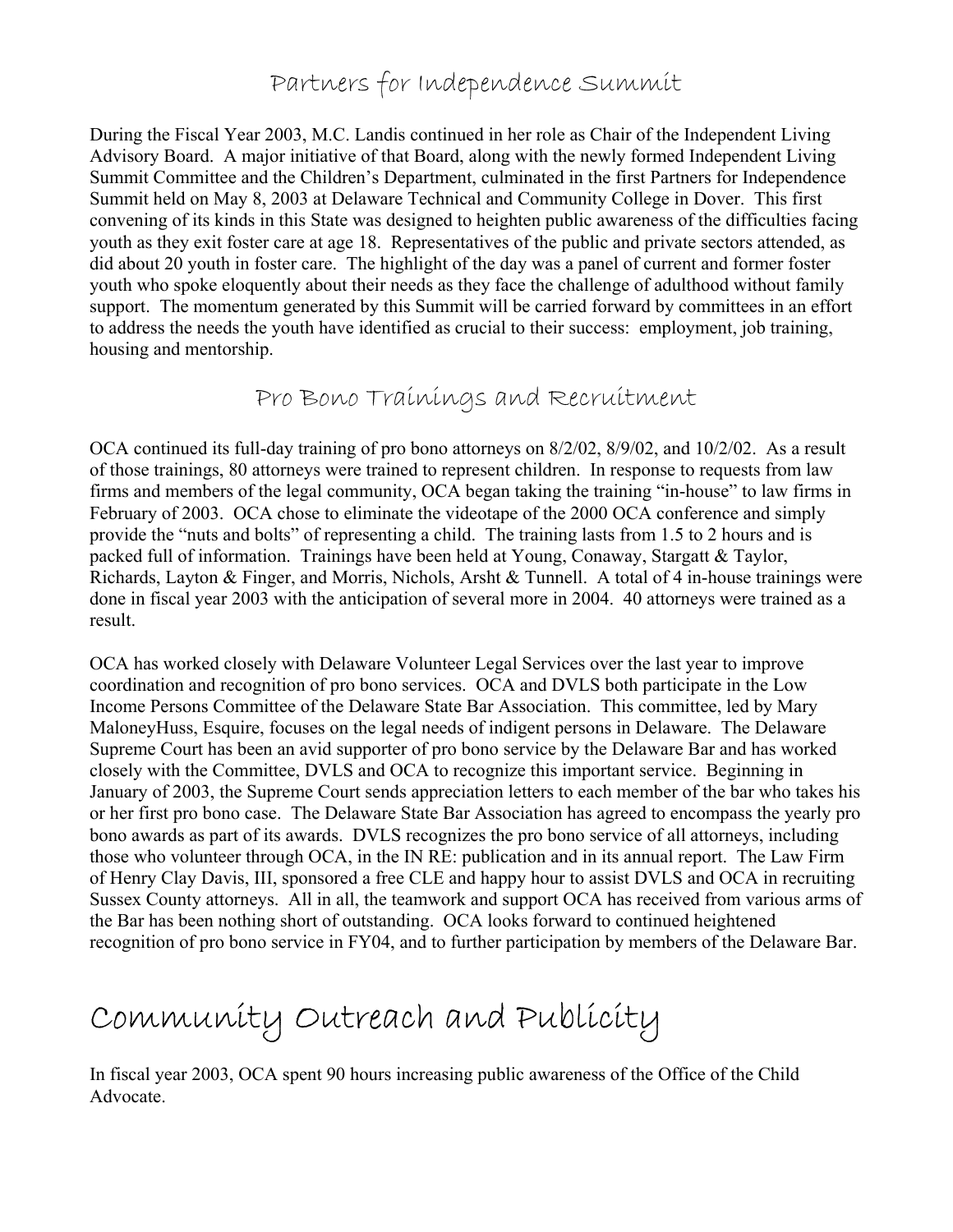## Partners for Independence Summit

During the Fiscal Year 2003, M.C. Landis continued in her role as Chair of the Independent Living Advisory Board. A major initiative of that Board, along with the newly formed Independent Living Summit Committee and the Children's Department, culminated in the first Partners for Independence Summit held on May 8, 2003 at Delaware Technical and Community College in Dover. This first convening of its kinds in this State was designed to heighten public awareness of the difficulties facing youth as they exit foster care at age 18. Representatives of the public and private sectors attended, as did about 20 youth in foster care. The highlight of the day was a panel of current and former foster youth who spoke eloquently about their needs as they face the challenge of adulthood without family support. The momentum generated by this Summit will be carried forward by committees in an effort to address the needs the youth have identified as crucial to their success: employment, job training, housing and mentorship.

## Pro Bono Trainings and Recruitment

OCA continued its full-day training of pro bono attorneys on 8/2/02, 8/9/02, and 10/2/02. As a result of those trainings, 80 attorneys were trained to represent children. In response to requests from law firms and members of the legal community, OCA began taking the training "in-house" to law firms in February of 2003. OCA chose to eliminate the videotape of the 2000 OCA conference and simply provide the "nuts and bolts" of representing a child. The training lasts from 1.5 to 2 hours and is packed full of information. Trainings have been held at Young, Conaway, Stargatt & Taylor, Richards, Layton & Finger, and Morris, Nichols, Arsht & Tunnell. A total of 4 in-house trainings were done in fiscal year 2003 with the anticipation of several more in 2004. 40 attorneys were trained as a result.

OCA has worked closely with Delaware Volunteer Legal Services over the last year to improve coordination and recognition of pro bono services. OCA and DVLS both participate in the Low Income Persons Committee of the Delaware State Bar Association. This committee, led by Mary MaloneyHuss, Esquire, focuses on the legal needs of indigent persons in Delaware. The Delaware Supreme Court has been an avid supporter of pro bono service by the Delaware Bar and has worked closely with the Committee, DVLS and OCA to recognize this important service. Beginning in January of 2003, the Supreme Court sends appreciation letters to each member of the bar who takes his or her first pro bono case. The Delaware State Bar Association has agreed to encompass the yearly pro bono awards as part of its awards. DVLS recognizes the pro bono service of all attorneys, including those who volunteer through OCA, in the IN RE: publication and in its annual report. The Law Firm of Henry Clay Davis, III, sponsored a free CLE and happy hour to assist DVLS and OCA in recruiting Sussex County attorneys. All in all, the teamwork and support OCA has received from various arms of the Bar has been nothing short of outstanding. OCA looks forward to continued heightened recognition of pro bono service in FY04, and to further participation by members of the Delaware Bar.

# Community Outreach and Publicity

In fiscal year 2003, OCA spent 90 hours increasing public awareness of the Office of the Child Advocate.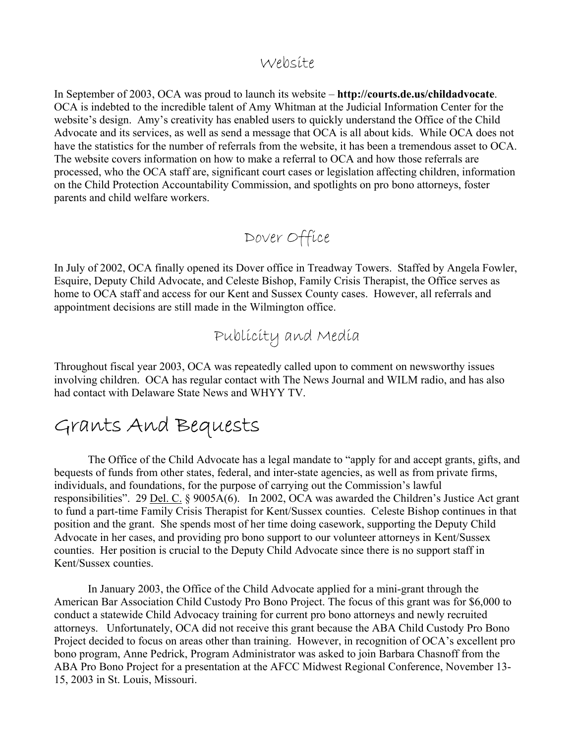### Website

In September of 2003, OCA was proud to launch its website – **http://courts.de.us/childadvocate**. OCA is indebted to the incredible talent of Amy Whitman at the Judicial Information Center for the website's design. Amy's creativity has enabled users to quickly understand the Office of the Child Advocate and its services, as well as send a message that OCA is all about kids. While OCA does not have the statistics for the number of referrals from the website, it has been a tremendous asset to OCA. The website covers information on how to make a referral to OCA and how those referrals are processed, who the OCA staff are, significant court cases or legislation affecting children, information on the Child Protection Accountability Commission, and spotlights on pro bono attorneys, foster parents and child welfare workers.

### Dover Office

In July of 2002, OCA finally opened its Dover office in Treadway Towers. Staffed by Angela Fowler, Esquire, Deputy Child Advocate, and Celeste Bishop, Family Crisis Therapist, the Office serves as home to OCA staff and access for our Kent and Sussex County cases. However, all referrals and appointment decisions are still made in the Wilmington office.

### Publicity and Media

Throughout fiscal year 2003, OCA was repeatedly called upon to comment on newsworthy issues involving children. OCA has regular contact with The News Journal and WILM radio, and has also had contact with Delaware State News and WHYY TV.

## Grants And Bequests

The Office of the Child Advocate has a legal mandate to "apply for and accept grants, gifts, and bequests of funds from other states, federal, and inter-state agencies, as well as from private firms, individuals, and foundations, for the purpose of carrying out the Commission's lawful responsibilities". 29 Del. C. § 9005A(6). In 2002, OCA was awarded the Children's Justice Act grant to fund a part-time Family Crisis Therapist for Kent/Sussex counties. Celeste Bishop continues in that position and the grant. She spends most of her time doing casework, supporting the Deputy Child Advocate in her cases, and providing pro bono support to our volunteer attorneys in Kent/Sussex counties. Her position is crucial to the Deputy Child Advocate since there is no support staff in Kent/Sussex counties.

In January 2003, the Office of the Child Advocate applied for a mini-grant through the American Bar Association Child Custody Pro Bono Project. The focus of this grant was for $6,000 to conduct a statewide Child Advocacy training for current pro bono attorneys and newly recruited attorneys. Unfortunately, OCA did not receive this grant because the ABA Child Custody Pro Bono Project decided to focus on areas other than training. However, in recognition of OCA's excellent pro bono program, Anne Pedrick, Program Administrator was asked to join Barbara Chasnoff from the ABA Pro Bono Project for a presentation at the AFCC Midwest Regional Conference, November 13-15, 2003 in St. Louis, Missouri.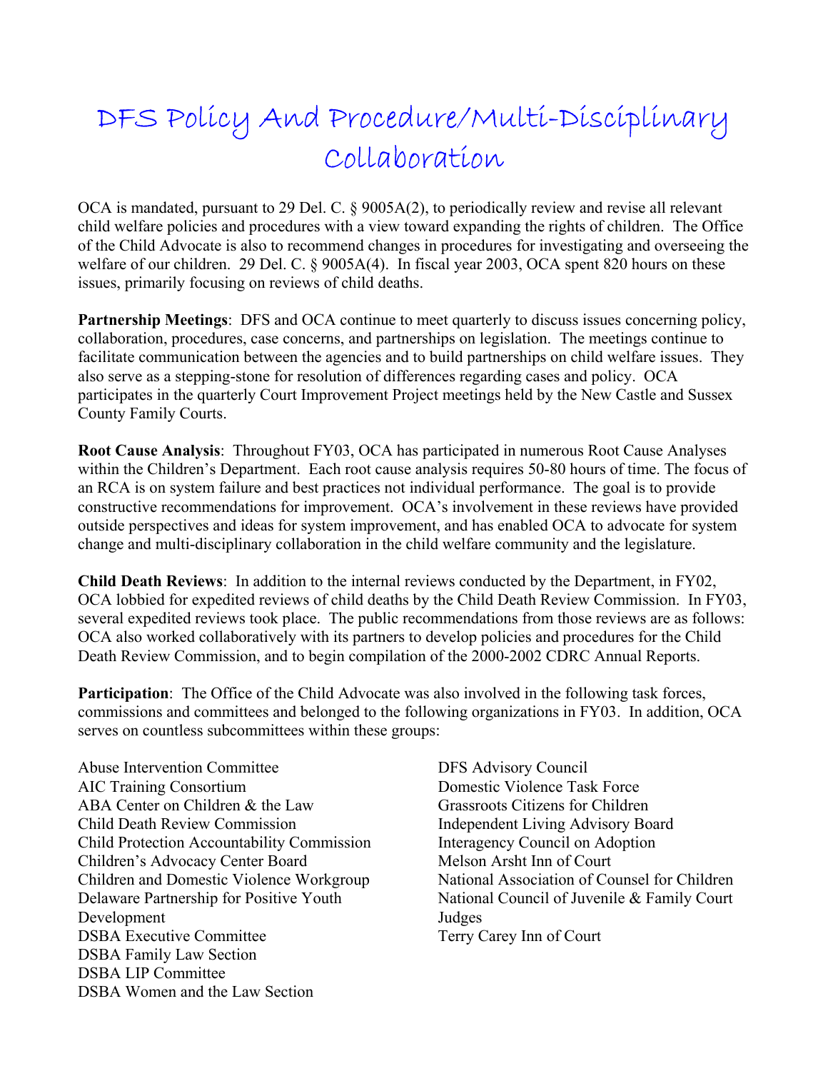# DFS Policy And Procedure/Multi-Disciplinary Collaboration

OCA is mandated, pursuant to 29 Del. C. § 9005A(2), to periodically review and revise all relevant child welfare policies and procedures with a view toward expanding the rights of children. The Office of the Child Advocate is also to recommend changes in procedures for investigating and overseeing the welfare of our children. 29 Del. C. § 9005A(4). In fiscal year 2003, OCA spent 820 hours on these issues, primarily focusing on reviews of child deaths.

**Partnership Meetings**: DFS and OCA continue to meet quarterly to discuss issues concerning policy, collaboration, procedures, case concerns, and partnerships on legislation. The meetings continue to facilitate communication between the agencies and to build partnerships on child welfare issues. They also serve as a stepping-stone for resolution of differences regarding cases and policy. OCA participates in the quarterly Court Improvement Project meetings held by the New Castle and Sussex County Family Courts.

**Root Cause Analysis**: Throughout FY03, OCA has participated in numerous Root Cause Analyses within the Children's Department. Each root cause analysis requires 50-80 hours of time. The focus of an RCA is on system failure and best practices not individual performance. The goal is to provide constructive recommendations for improvement. OCA's involvement in these reviews have provided outside perspectives and ideas for system improvement, and has enabled OCA to advocate for system change and multi-disciplinary collaboration in the child welfare community and the legislature.

**Child Death Reviews**: In addition to the internal reviews conducted by the Department, in FY02, OCA lobbied for expedited reviews of child deaths by the Child Death Review Commission. In FY03, several expedited reviews took place. The public recommendations from those reviews are as follows: OCA also worked collaboratively with its partners to develop policies and procedures for the Child Death Review Commission, and to begin compilation of the 2000-2002 CDRC Annual Reports.

**Participation**: The Office of the Child Advocate was also involved in the following task forces, commissions and committees and belonged to the following organizations in FY03. In addition, OCA serves on countless subcommittees within these groups:

- Abuse Intervention Committee
- AIC Training Consortium
- ABA Center on Children & the Law
- Child Death Review Commission
- Child Protection Accountability Commission
- Children's Advocacy Center Board
- Children and Domestic Violence Workgroup
- Delaware Partnership for Positive Youth Development
- DSBA Executive Committee
- DSBA Family Law Section
- DSBA LIP Committee
- DSBA Women and the Law Section
- DFS Advisory Council
- Domestic Violence Task Force
- Grassroots Citizens for Children
- Independent Living Advisory Board
- Interagency Council on Adoption
- Melson Arsht Inn of Court
- National Association of Counsel for Children
- National Council of Juvenile & Family Court Judges
- Terry Carey Inn of Court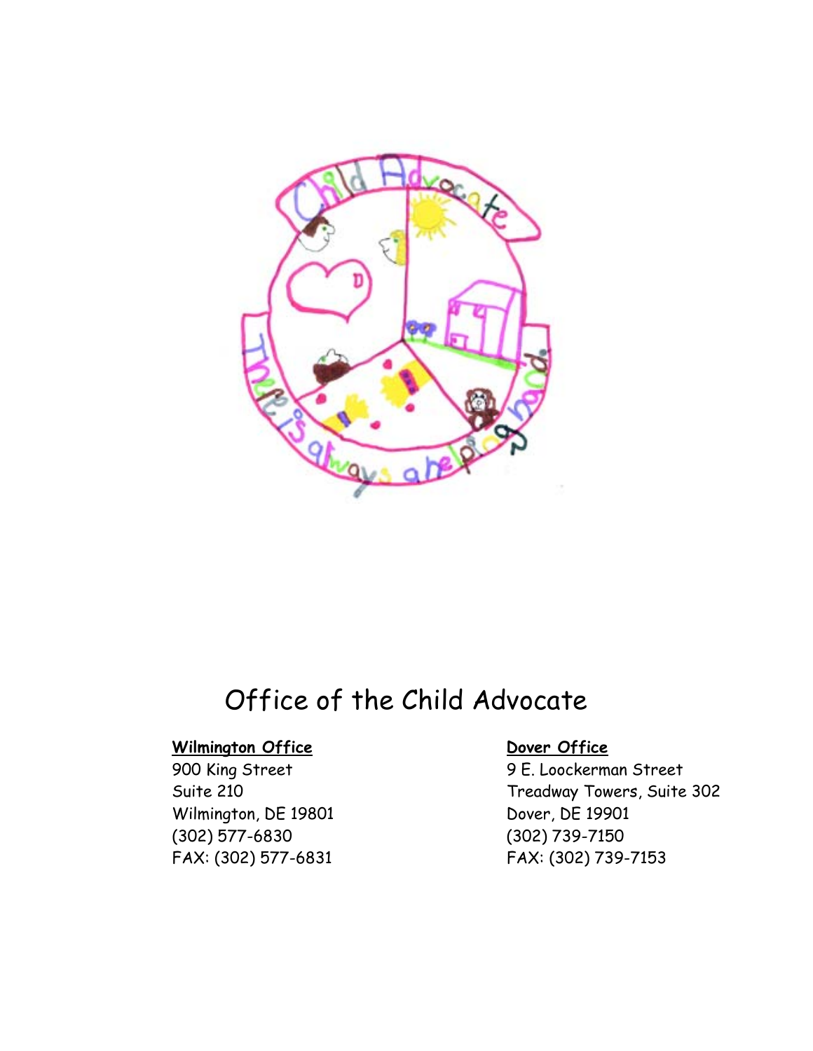# Office of the Child Advocate

**Wilmington Office**
900 King Street
Suite 210
Wilmington, DE 19801
(302) 577-6830
FAX: (302) 577-6831

**Dover Office**
9 E. Loockerman Street
Treadway Towers, Suite 302
Dover, DE 19901
(302) 739-7150
FAX: (302) 739-7153